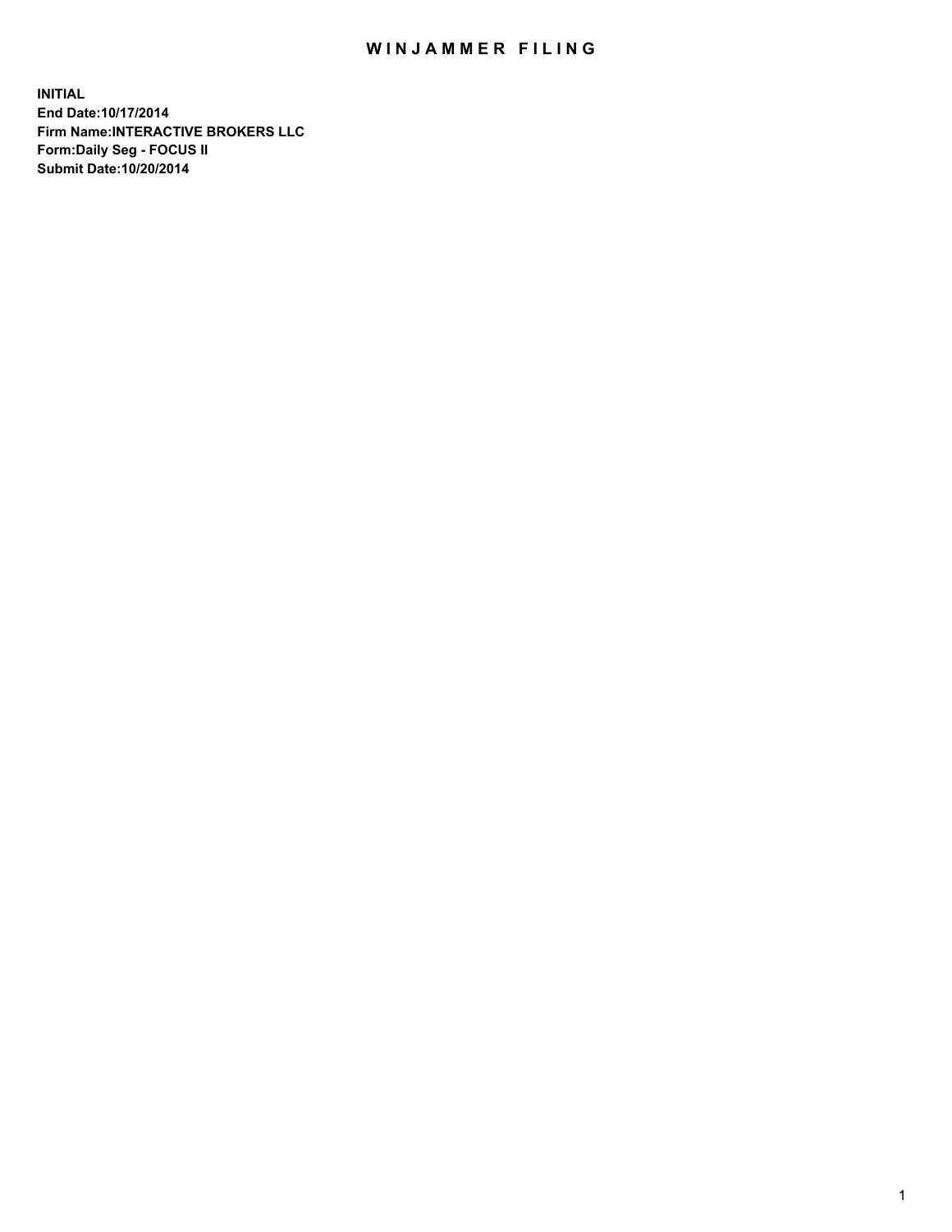# WINJAMMER FILING

**INITIAL**
**End Date:10/17/2014**
**Firm Name:INTERACTIVE BROKERS LLC**
**Form:Daily Seg - FOCUS II**
**Submit Date:10/20/2014**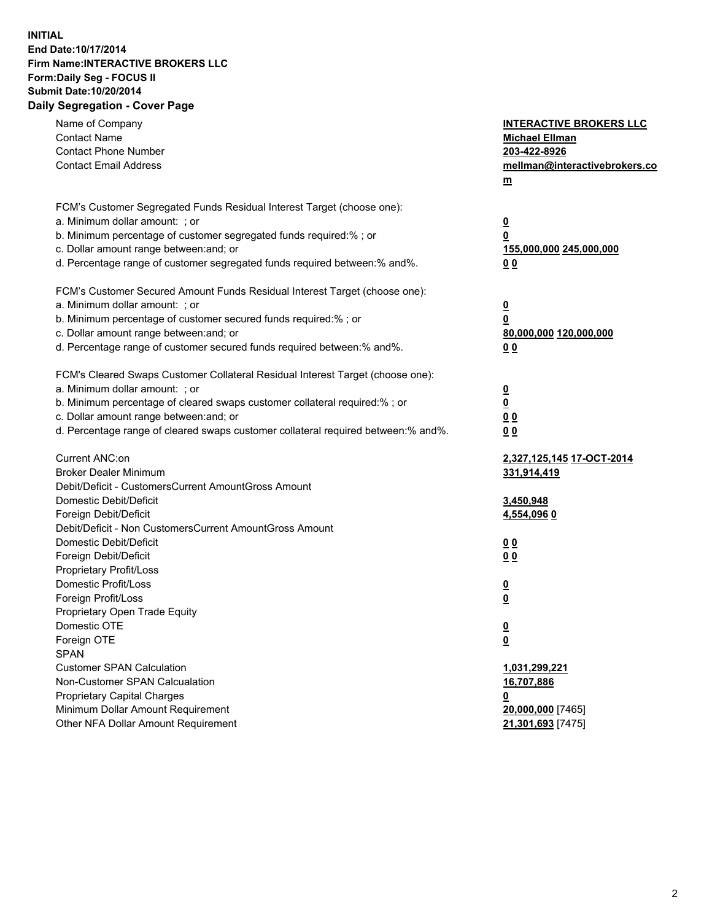**INITIAL**
**End Date:10/17/2014**
**Firm Name:INTERACTIVE BROKERS LLC**
**Form:Daily Seg - FOCUS II**
**Submit Date:10/20/2014**
**Daily Segregation - Cover Page**

| | |
|---|---|
| Name of Company | **INTERACTIVE BROKERS LLC** |
| Contact Name | **Michael Ellman** |
| Contact Phone Number | **203-422-8926** |
| Contact Email Address | **mellman@interactivebrokers.com** |
| | |
| FCM's Customer Segregated Funds Residual Interest Target (choose one): | |
| a. Minimum dollar amount: ; or | **0** |
| b. Minimum percentage of customer segregated funds required:% ; or | **0** |
| c. Dollar amount range between:and; or | **155,000,000 245,000,000** |
| d. Percentage range of customer segregated funds required between:% and%. | **0 0** |
| | |
| FCM's Customer Secured Amount Funds Residual Interest Target (choose one): | |
| a. Minimum dollar amount: ; or | **0** |
| b. Minimum percentage of customer secured funds required:% ; or | **0** |
| c. Dollar amount range between:and; or | **80,000,000 120,000,000** |
| d. Percentage range of customer secured funds required between:% and%. | **0 0** |
| | |
| FCM's Cleared Swaps Customer Collateral Residual Interest Target (choose one): | |
| a. Minimum dollar amount: ; or | **0** |
| b. Minimum percentage of cleared swaps customer collateral required:% ; or | **0** |
| c. Dollar amount range between:and; or | **0 0** |
| d. Percentage range of cleared swaps customer collateral required between:% and%. | **0 0** |
| | |
| Current ANC:on | **2,327,125,145 17-OCT-2014** |
| Broker Dealer Minimum | **331,914,419** |
| Debit/Deficit - CustomersCurrent AmountGross Amount | |
| Domestic Debit/Deficit | **3,450,948** |
| Foreign Debit/Deficit | **4,554,096 0** |
| Debit/Deficit - Non CustomersCurrent AmountGross Amount | |
| Domestic Debit/Deficit | **0 0** |
| Foreign Debit/Deficit | **0 0** |
| Proprietary Profit/Loss | |
| Domestic Profit/Loss | **0** |
| Foreign Profit/Loss | **0** |
| Proprietary Open Trade Equity | |
| Domestic OTE | **0** |
| Foreign OTE | **0** |
| SPAN | |
| Customer SPAN Calculation | **1,031,299,221** |
| Non-Customer SPAN Calcualation | **16,707,886** |
| Proprietary Capital Charges | **0** |
| Minimum Dollar Amount Requirement | **20,000,000** [7465] |
| Other NFA Dollar Amount Requirement | **21,301,693** [7475] |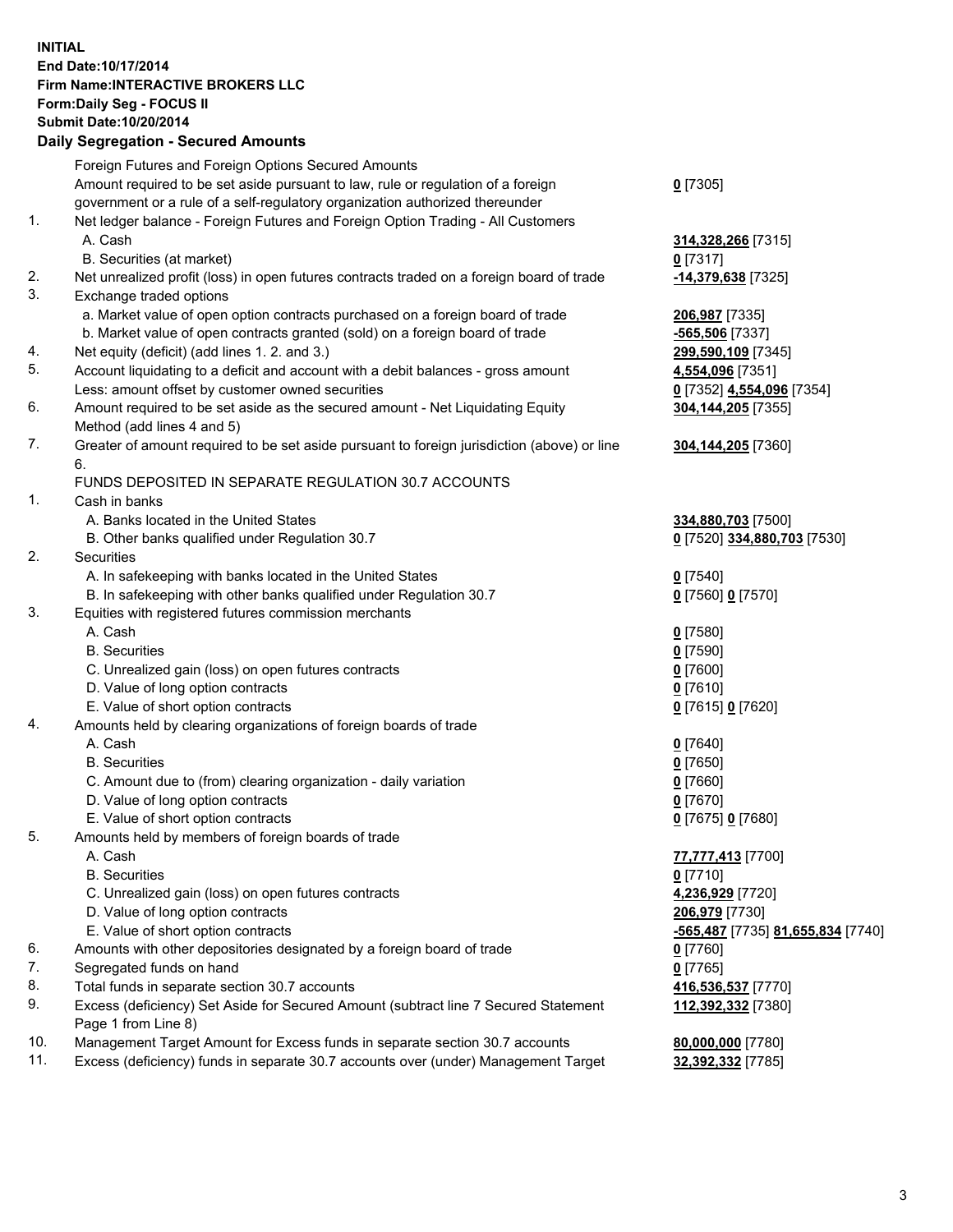**INITIAL**
**End Date:10/17/2014**
**Firm Name:INTERACTIVE BROKERS LLC**
**Form:Daily Seg - FOCUS II**
**Submit Date:10/20/2014**

## Daily Segregation - Secured Amounts

| | | |
|---|---|---|
| | Foreign Futures and Foreign Options Secured Amounts | |
| | Amount required to be set aside pursuant to law, rule or regulation of a foreign government or a rule of a self-regulatory organization authorized thereunder | **0** [7305] |
| 1. | Net ledger balance - Foreign Futures and Foreign Option Trading - All Customers | |
| | A. Cash | **314,328,266** [7315] |
| | B. Securities (at market) | **0** [7317] |
| 2. | Net unrealized profit (loss) in open futures contracts traded on a foreign board of trade | **-14,379,638** [7325] |
| 3. | Exchange traded options | |
| | a. Market value of open option contracts purchased on a foreign board of trade | **206,987** [7335] |
| | b. Market value of open contracts granted (sold) on a foreign board of trade | **-565,506** [7337] |
| 4. | Net equity (deficit) (add lines 1. 2. and 3.) | **299,590,109** [7345] |
| 5. | Account liquidating to a deficit and account with a debit balances - gross amount | **4,554,096** [7351] |
| | Less: amount offset by customer owned securities | **0** [7352] **4,554,096** [7354] |
| 6. | Amount required to be set aside as the secured amount - Net Liquidating Equity Method (add lines 4 and 5) | **304,144,205** [7355] |
| 7. | Greater of amount required to be set aside pursuant to foreign jurisdiction (above) or line 6. | **304,144,205** [7360] |
| | FUNDS DEPOSITED IN SEPARATE REGULATION 30.7 ACCOUNTS | |
| 1. | Cash in banks | |
| | A. Banks located in the United States | **334,880,703** [7500] |
| | B. Other banks qualified under Regulation 30.7 | **0** [7520] **334,880,703** [7530] |
| 2. | Securities | |
| | A. In safekeeping with banks located in the United States | **0** [7540] |
| | B. In safekeeping with other banks qualified under Regulation 30.7 | **0** [7560] **0** [7570] |
| 3. | Equities with registered futures commission merchants | |
| | A. Cash | **0** [7580] |
| | B. Securities | **0** [7590] |
| | C. Unrealized gain (loss) on open futures contracts | **0** [7600] |
| | D. Value of long option contracts | **0** [7610] |
| | E. Value of short option contracts | **0** [7615] **0** [7620] |
| 4. | Amounts held by clearing organizations of foreign boards of trade | |
| | A. Cash | **0** [7640] |
| | B. Securities | **0** [7650] |
| | C. Amount due to (from) clearing organization - daily variation | **0** [7660] |
| | D. Value of long option contracts | **0** [7670] |
| | E. Value of short option contracts | **0** [7675] **0** [7680] |
| 5. | Amounts held by members of foreign boards of trade | |
| | A. Cash | **77,777,413** [7700] |
| | B. Securities | **0** [7710] |
| | C. Unrealized gain (loss) on open futures contracts | **4,236,929** [7720] |
| | D. Value of long option contracts | **206,979** [7730] |
| | E. Value of short option contracts | **-565,487** [7735] **81,655,834** [7740] |
| 6. | Amounts with other depositories designated by a foreign board of trade | **0** [7760] |
| 7. | Segregated funds on hand | **0** [7765] |
| 8. | Total funds in separate section 30.7 accounts | **416,536,537** [7770] |
| 9. | Excess (deficiency) Set Aside for Secured Amount (subtract line 7 Secured Statement Page 1 from Line 8) | **112,392,332** [7380] |
| 10. | Management Target Amount for Excess funds in separate section 30.7 accounts | **80,000,000** [7780] |
| 11. | Excess (deficiency) funds in separate 30.7 accounts over (under) Management Target | **32,392,332** [7785] |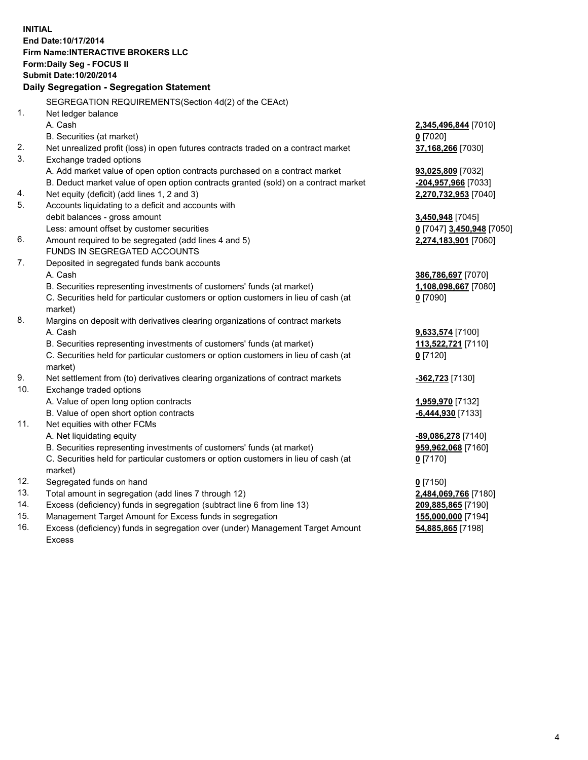**INITIAL**
**End Date:10/17/2014**
**Firm Name:INTERACTIVE BROKERS LLC**
**Form:Daily Seg - FOCUS II**
**Submit Date:10/20/2014**

## Daily Segregation - Segregation Statement

| | | |
|---|---|---|
| | SEGREGATION REQUIREMENTS(Section 4d(2) of the CEAct) | |
| 1. | Net ledger balance | |
| | A. Cash | **2,345,496,844** [7010] |
| | B. Securities (at market) | **0** [7020] |
| 2. | Net unrealized profit (loss) in open futures contracts traded on a contract market | **37,168,266** [7030] |
| 3. | Exchange traded options | |
| | A. Add market value of open option contracts purchased on a contract market | **93,025,809** [7032] |
| | B. Deduct market value of open option contracts granted (sold) on a contract market | **-204,957,966** [7033] |
| 4. | Net equity (deficit) (add lines 1, 2 and 3) | **2,270,732,953** [7040] |
| 5. | Accounts liquidating to a deficit and accounts with | |
| | debit balances - gross amount | **3,450,948** [7045] |
| | Less: amount offset by customer securities | **0** [7047] **3,450,948** [7050] |
| 6. | Amount required to be segregated (add lines 4 and 5) | **2,274,183,901** [7060] |
| | FUNDS IN SEGREGATED ACCOUNTS | |
| 7. | Deposited in segregated funds bank accounts | |
| | A. Cash | **386,786,697** [7070] |
| | B. Securities representing investments of customers' funds (at market) | **1,108,098,667** [7080] |
| | C. Securities held for particular customers or option customers in lieu of cash (at market) | **0** [7090] |
| 8. | Margins on deposit with derivatives clearing organizations of contract markets | |
| | A. Cash | **9,633,574** [7100] |
| | B. Securities representing investments of customers' funds (at market) | **113,522,721** [7110] |
| | C. Securities held for particular customers or option customers in lieu of cash (at market) | **0** [7120] |
| 9. | Net settlement from (to) derivatives clearing organizations of contract markets | **-362,723** [7130] |
| 10. | Exchange traded options | |
| | A. Value of open long option contracts | **1,959,970** [7132] |
| | B. Value of open short option contracts | **-6,444,930** [7133] |
| 11. | Net equities with other FCMs | |
| | A. Net liquidating equity | **-89,086,278** [7140] |
| | B. Securities representing investments of customers' funds (at market) | **959,962,068** [7160] |
| | C. Securities held for particular customers or option customers in lieu of cash (at market) | **0** [7170] |
| 12. | Segregated funds on hand | **0** [7150] |
| 13. | Total amount in segregation (add lines 7 through 12) | **2,484,069,766** [7180] |
| 14. | Excess (deficiency) funds in segregation (subtract line 6 from line 13) | **209,885,865** [7190] |
| 15. | Management Target Amount for Excess funds in segregation | **155,000,000** [7194] |
| 16. | Excess (deficiency) funds in segregation over (under) Management Target Amount Excess | **54,885,865** [7198] |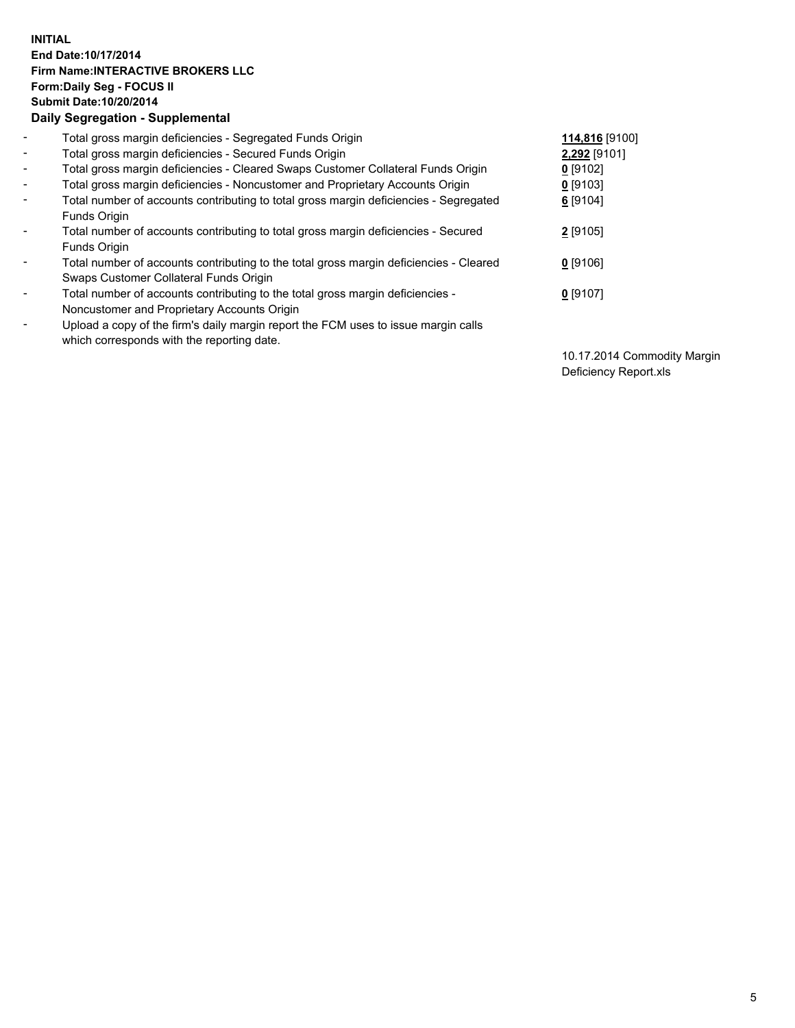**INITIAL**
**End Date:10/17/2014**
**Firm Name:INTERACTIVE BROKERS LLC**
**Form:Daily Seg - FOCUS II**
**Submit Date:10/20/2014**

**Daily Segregation - Supplemental**

| | | |
|---|---|---|
| - | Total gross margin deficiencies - Segregated Funds Origin | **114,816** [9100] |
| - | Total gross margin deficiencies - Secured Funds Origin | **2,292** [9101] |
| - | Total gross margin deficiencies - Cleared Swaps Customer Collateral Funds Origin | **0** [9102] |
| - | Total gross margin deficiencies - Noncustomer and Proprietary Accounts Origin | **0** [9103] |
| - | Total number of accounts contributing to total gross margin deficiencies - Segregated Funds Origin | **6** [9104] |
| - | Total number of accounts contributing to total gross margin deficiencies - Secured Funds Origin | **2** [9105] |
| - | Total number of accounts contributing to the total gross margin deficiencies - Cleared Swaps Customer Collateral Funds Origin | **0** [9106] |
| - | Total number of accounts contributing to the total gross margin deficiencies - Noncustomer and Proprietary Accounts Origin | **0** [9107] |
| - | Upload a copy of the firm's daily margin report the FCM uses to issue margin calls which corresponds with the reporting date. | 10.17.2014 Commodity Margin Deficiency Report.xls |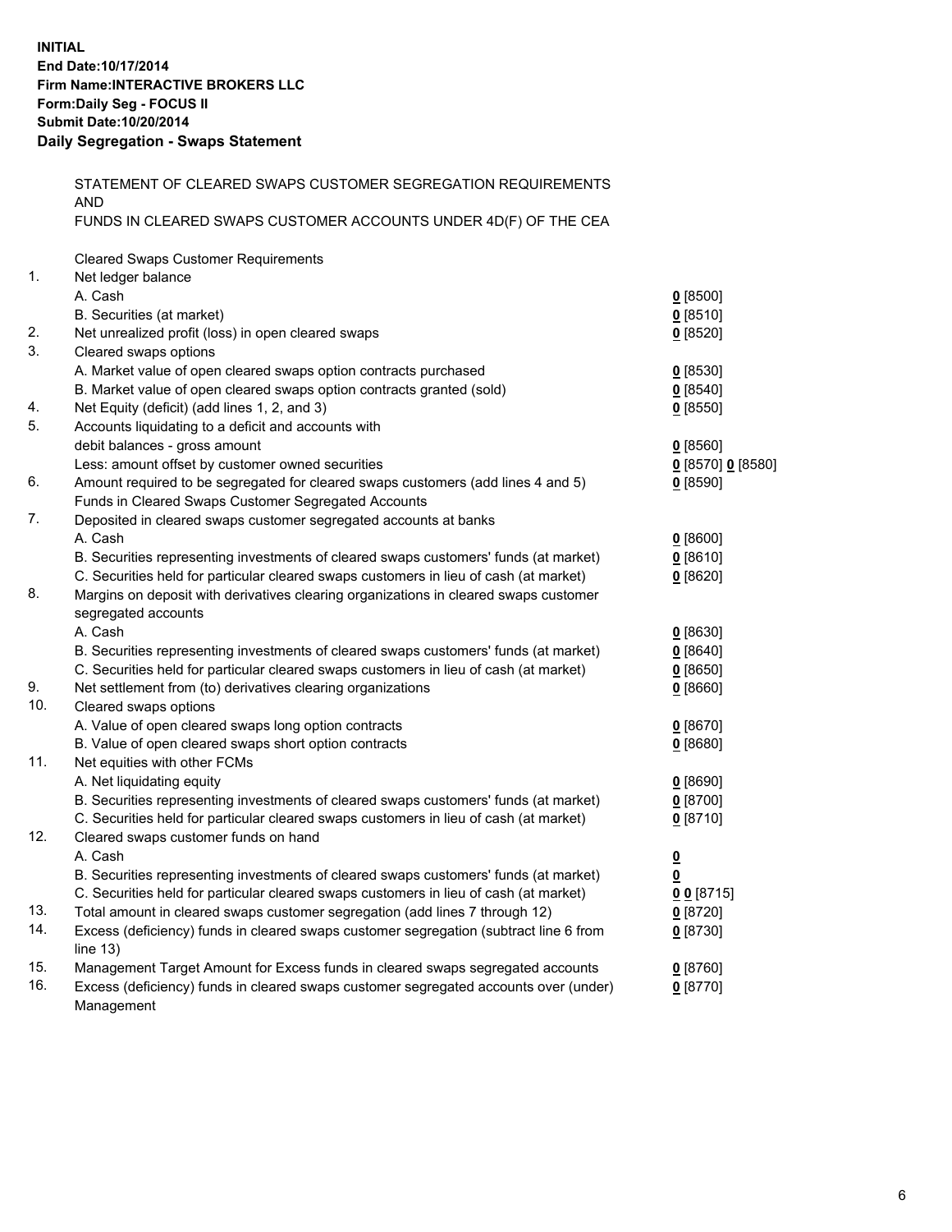**INITIAL**
**End Date:10/17/2014**
**Firm Name:INTERACTIVE BROKERS LLC**
**Form:Daily Seg - FOCUS II**
**Submit Date:10/20/2014**
**Daily Segregation - Swaps Statement**

STATEMENT OF CLEARED SWAPS CUSTOMER SEGREGATION REQUIREMENTS
AND
FUNDS IN CLEARED SWAPS CUSTOMER ACCOUNTS UNDER 4D(F) OF THE CEA

| | | |
|---|---|---|
| | Cleared Swaps Customer Requirements | |
| 1. | Net ledger balance | |
| | A. Cash | 0 [8500] |
| | B. Securities (at market) | 0 [8510] |
| 2. | Net unrealized profit (loss) in open cleared swaps | 0 [8520] |
| 3. | Cleared swaps options | |
| | A. Market value of open cleared swaps option contracts purchased | 0 [8530] |
| | B. Market value of open cleared swaps option contracts granted (sold) | 0 [8540] |
| 4. | Net Equity (deficit) (add lines 1, 2, and 3) | 0 [8550] |
| 5. | Accounts liquidating to a deficit and accounts with | |
| | debit balances - gross amount | 0 [8560] |
| | Less: amount offset by customer owned securities | 0 [8570] 0 [8580] |
| 6. | Amount required to be segregated for cleared swaps customers (add lines 4 and 5) | 0 [8590] |
| | Funds in Cleared Swaps Customer Segregated Accounts | |
| 7. | Deposited in cleared swaps customer segregated accounts at banks | |
| | A. Cash | 0 [8600] |
| | B. Securities representing investments of cleared swaps customers' funds (at market) | 0 [8610] |
| | C. Securities held for particular cleared swaps customers in lieu of cash (at market) | 0 [8620] |
| 8. | Margins on deposit with derivatives clearing organizations in cleared swaps customer segregated accounts | |
| | A. Cash | 0 [8630] |
| | B. Securities representing investments of cleared swaps customers' funds (at market) | 0 [8640] |
| | C. Securities held for particular cleared swaps customers in lieu of cash (at market) | 0 [8650] |
| 9. | Net settlement from (to) derivatives clearing organizations | 0 [8660] |
| 10. | Cleared swaps options | |
| | A. Value of open cleared swaps long option contracts | 0 [8670] |
| | B. Value of open cleared swaps short option contracts | 0 [8680] |
| 11. | Net equities with other FCMs | |
| | A. Net liquidating equity | 0 [8690] |
| | B. Securities representing investments of cleared swaps customers' funds (at market) | 0 [8700] |
| | C. Securities held for particular cleared swaps customers in lieu of cash (at market) | 0 [8710] |
| 12. | Cleared swaps customer funds on hand | |
| | A. Cash | 0 |
| | B. Securities representing investments of cleared swaps customers' funds (at market) | 0 |
| | C. Securities held for particular cleared swaps customers in lieu of cash (at market) | 0 0 [8715] |
| 13. | Total amount in cleared swaps customer segregation (add lines 7 through 12) | 0 [8720] |
| 14. | Excess (deficiency) funds in cleared swaps customer segregation (subtract line 6 from line 13) | 0 [8730] |
| 15. | Management Target Amount for Excess funds in cleared swaps segregated accounts | 0 [8760] |
| 16. | Excess (deficiency) funds in cleared swaps customer segregated accounts over (under) Management | 0 [8770] |